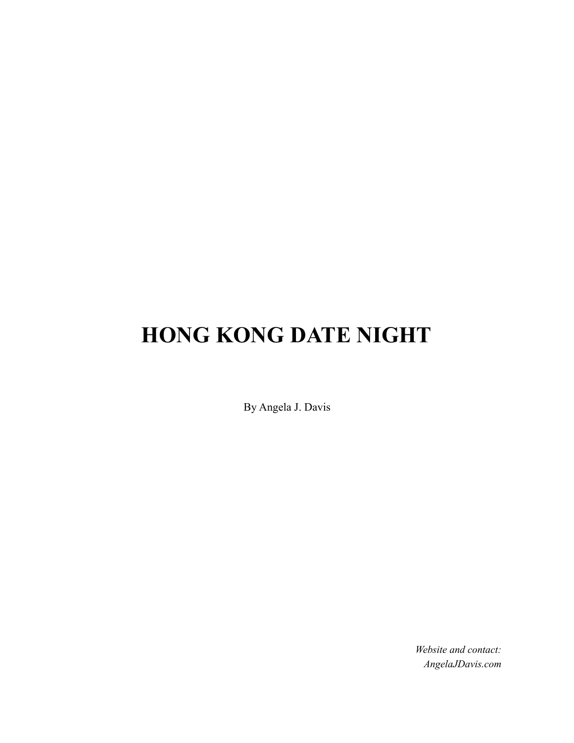# HONG KONG DATE NIGHT

By Angela J. Davis

*Website and contact:*
*AngelaJDavis.com*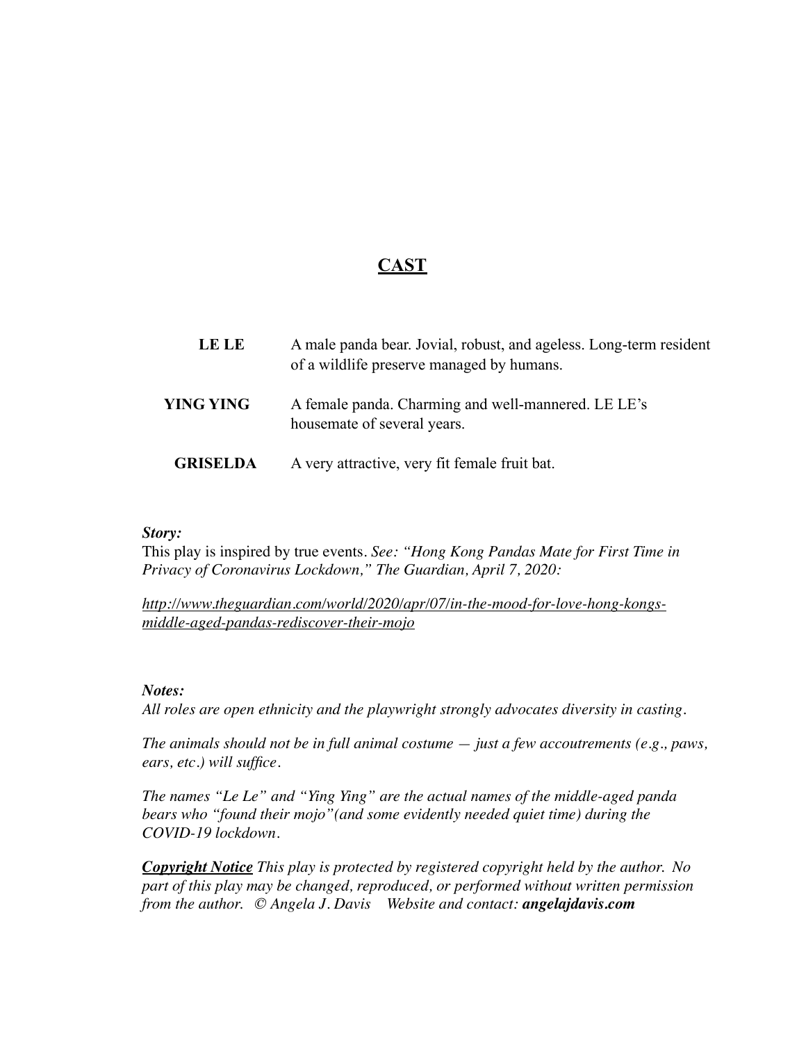## <u>CAST</u>

| | |
|---|---|
| **LE LE** | A male panda bear. Jovial, robust, and ageless. Long-term resident of a wildlife preserve managed by humans. |
| **YING YING** | A female panda. Charming and well-mannered. LE LE's housemate of several years. |
| **GRISELDA** | A very attractive, very fit female fruit bat. |

***Story:***
This play is inspired by true events. *See: "Hong Kong Pandas Mate for First Time in Privacy of Coronavirus Lockdown," The Guardian, April 7, 2020:*

*<u>http://www.theguardian.com/world/2020/apr/07/in-the-mood-for-love-hong-kongs-middle-aged-pandas-rediscover-their-mojo</u>*

***Notes:***
*All roles are open ethnicity and the playwright strongly advocates diversity in casting.*

*The animals should not be in full animal costume — just a few accoutrements (e.g., paws, ears, etc.) will suffice.*

*The names "Le Le" and "Ying Ying" are the actual names of the middle-aged panda bears who "found their mojo"(and some evidently needed quiet time) during the COVID-19 lockdown.*

***<u>Copyright Notice</u>*** *This play is protected by registered copyright held by the author. No part of this play may be changed, reproduced, or performed without written permission from the author. © Angela J. Davis Website and contact:* ***angelajdavis.com***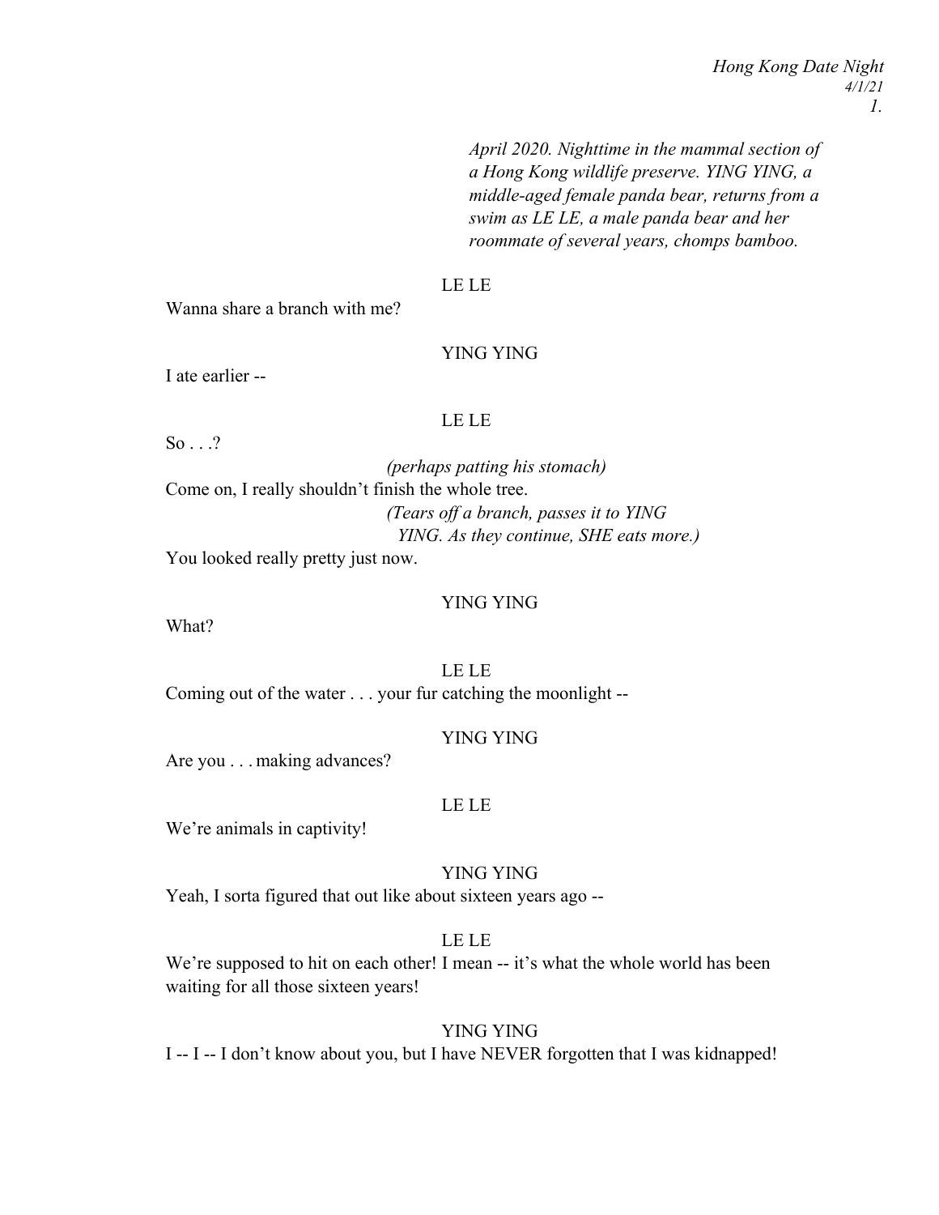*April 2020. Nighttime in the mammal section of a Hong Kong wildlife preserve. YING YING, a middle-aged female panda bear, returns from a swim as LE LE, a male panda bear and her roommate of several years, chomps bamboo.*

LE LE

Wanna share a branch with me?

YING YING

I ate earlier --

LE LE

So . . .?

*(perhaps patting his stomach)*

Come on, I really shouldn't finish the whole tree.

*(Tears off a branch, passes it to YING YING. As they continue, SHE eats more.)*

You looked really pretty just now.

YING YING

What?

LE LE

Coming out of the water . . . your fur catching the moonlight --

YING YING

Are you . . . making advances?

LE LE

We're animals in captivity!

YING YING

Yeah, I sorta figured that out like about sixteen years ago --

LE LE

We're supposed to hit on each other! I mean -- it's what the whole world has been waiting for all those sixteen years!

YING YING

I -- I -- I don't know about you, but I have NEVER forgotten that I was kidnapped!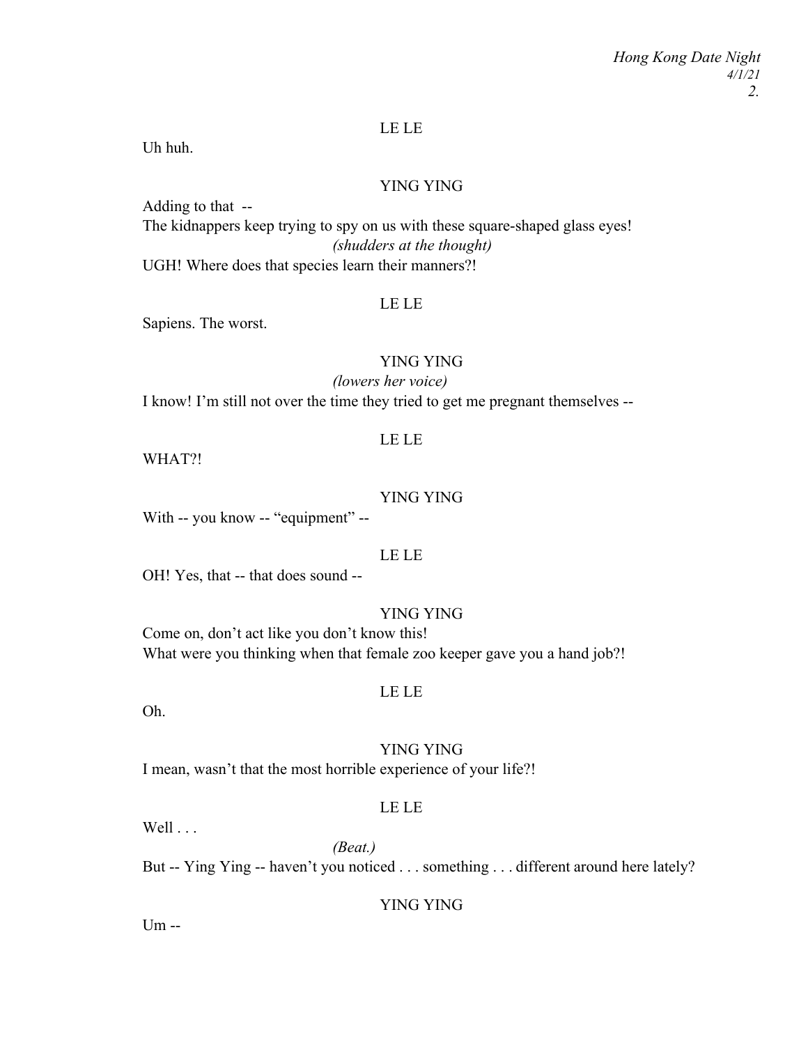LE LE

Uh huh.

YING YING

Adding to that --
The kidnappers keep trying to spy on us with these square-shaped glass eyes!

*(shudders at the thought)*

UGH! Where does that species learn their manners?!

LE LE

Sapiens. The worst.

YING YING

*(lowers her voice)*

I know! I'm still not over the time they tried to get me pregnant themselves --

LE LE

WHAT?!

YING YING

With -- you know -- "equipment" --

LE LE

OH! Yes, that -- that does sound --

YING YING

Come on, don't act like you don't know this!
What were you thinking when that female zoo keeper gave you a hand job?!

LE LE

Oh.

YING YING

I mean, wasn't that the most horrible experience of your life?!

LE LE

Well . . .

*(Beat.)*

But -- Ying Ying -- haven't you noticed . . . something . . . different around here lately?

YING YING

Um --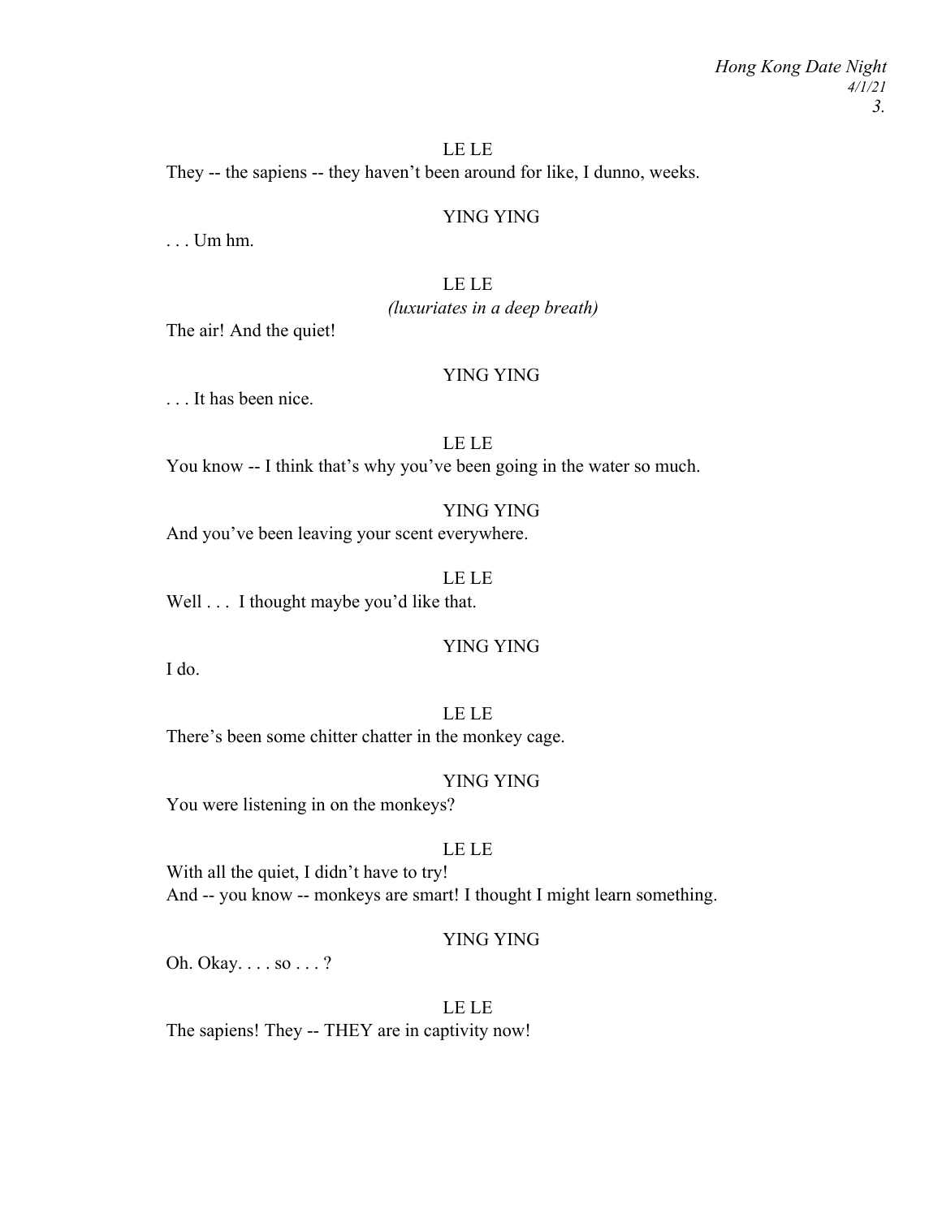LE LE

They -- the sapiens -- they haven't been around for like, I dunno, weeks.

YING YING

. . . Um hm.

LE LE

*(luxuriates in a deep breath)*

The air! And the quiet!

YING YING

. . . It has been nice.

LE LE

You know -- I think that's why you've been going in the water so much.

YING YING

And you've been leaving your scent everywhere.

LE LE

Well . . . I thought maybe you'd like that.

YING YING

I do.

LE LE

There's been some chitter chatter in the monkey cage.

YING YING

You were listening in on the monkeys?

LE LE

With all the quiet, I didn't have to try!
And -- you know -- monkeys are smart! I thought I might learn something.

YING YING

Oh. Okay. . . . so . . . ?

LE LE

The sapiens! They -- THEY are in captivity now!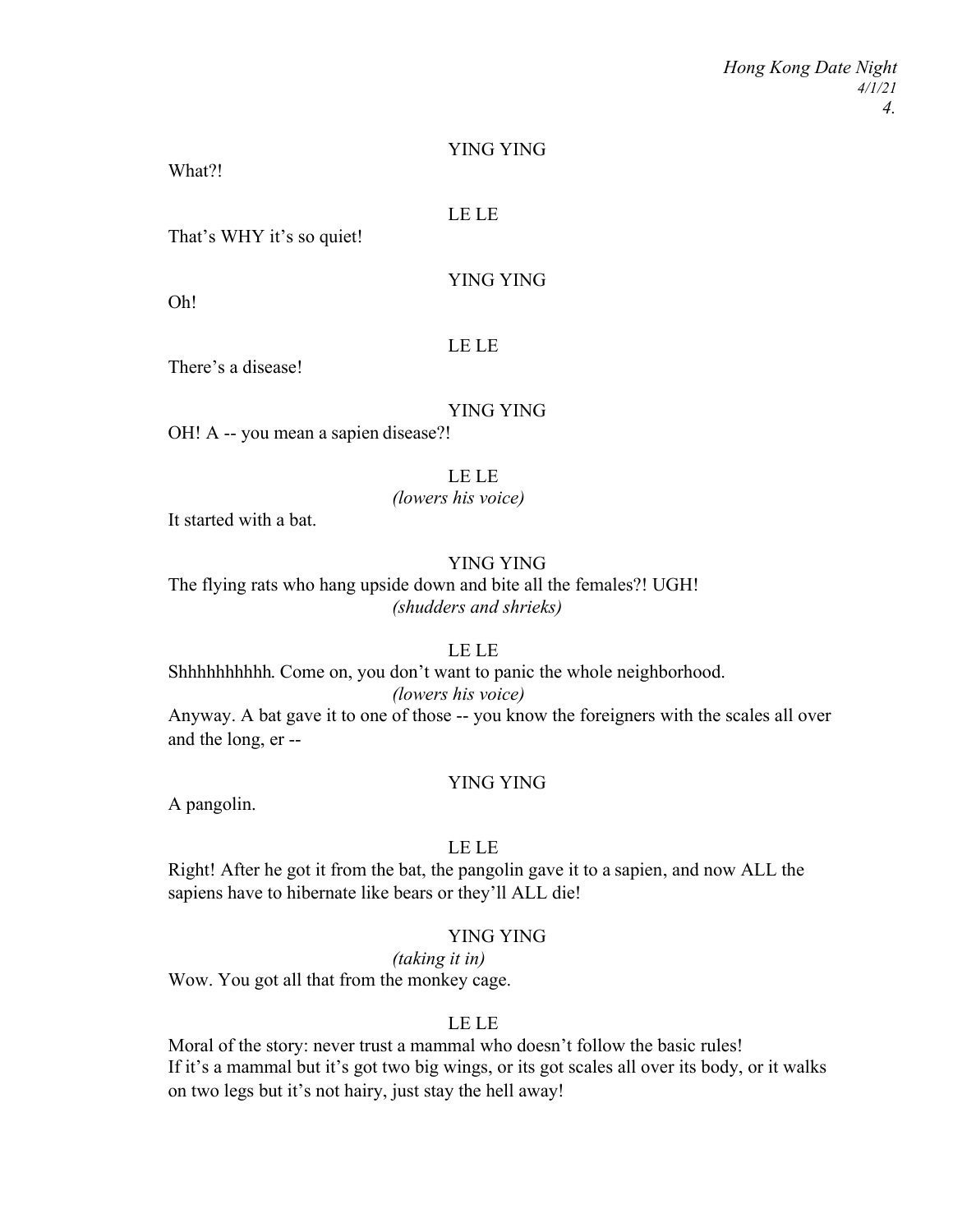YING YING

What?!

LE LE

That's WHY it's so quiet!

YING YING

Oh!

LE LE

There's a disease!

YING YING

OH! A -- you mean a sapien disease?!

LE LE

*(lowers his voice)*

It started with a bat.

YING YING

The flying rats who hang upside down and bite all the females?! UGH!

*(shudders and shrieks)*

LE LE

Shhhhhhhhhh. Come on, you don't want to panic the whole neighborhood.

*(lowers his voice)*

Anyway. A bat gave it to one of those -- you know the foreigners with the scales all over and the long, er --

YING YING

A pangolin.

LE LE

Right! After he got it from the bat, the pangolin gave it to a sapien, and now ALL the sapiens have to hibernate like bears or they'll ALL die!

YING YING

*(taking it in)*

Wow. You got all that from the monkey cage.

LE LE

Moral of the story: never trust a mammal who doesn't follow the basic rules!
If it's a mammal but it's got two big wings, or its got scales all over its body, or it walks on two legs but it's not hairy, just stay the hell away!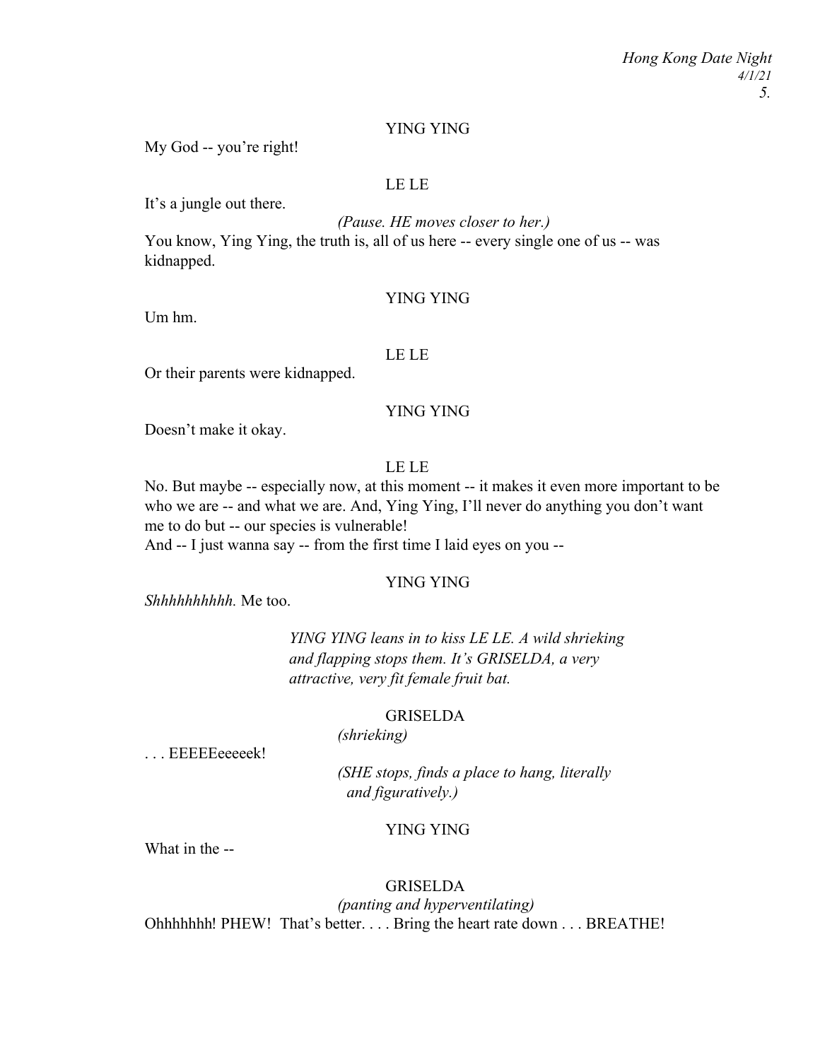YING YING

My God -- you're right!

LE LE

It's a jungle out there.

*(Pause. HE moves closer to her.)*

You know, Ying Ying, the truth is, all of us here -- every single one of us -- was kidnapped.

YING YING

Um hm.

LE LE

Or their parents were kidnapped.

YING YING

Doesn't make it okay.

LE LE

No. But maybe -- especially now, at this moment -- it makes it even more important to be who we are -- and what we are. And, Ying Ying, I'll never do anything you don't want me to do but -- our species is vulnerable!
And -- I just wanna say -- from the first time I laid eyes on you --

YING YING

*Shhhhhhhhhh.* Me too.

*YING YING leans in to kiss LE LE. A wild shrieking and flapping stops them. It's GRISELDA, a very attractive, very fit female fruit bat.*

GRISELDA

*(shrieking)*

. . . EEEEEeeeeek!

*(SHE stops, finds a place to hang, literally and figuratively.)*

YING YING

What in the --

GRISELDA

*(panting and hyperventilating)*

Ohhhhhhh! PHEW! That's better. . . . Bring the heart rate down . . . BREATHE!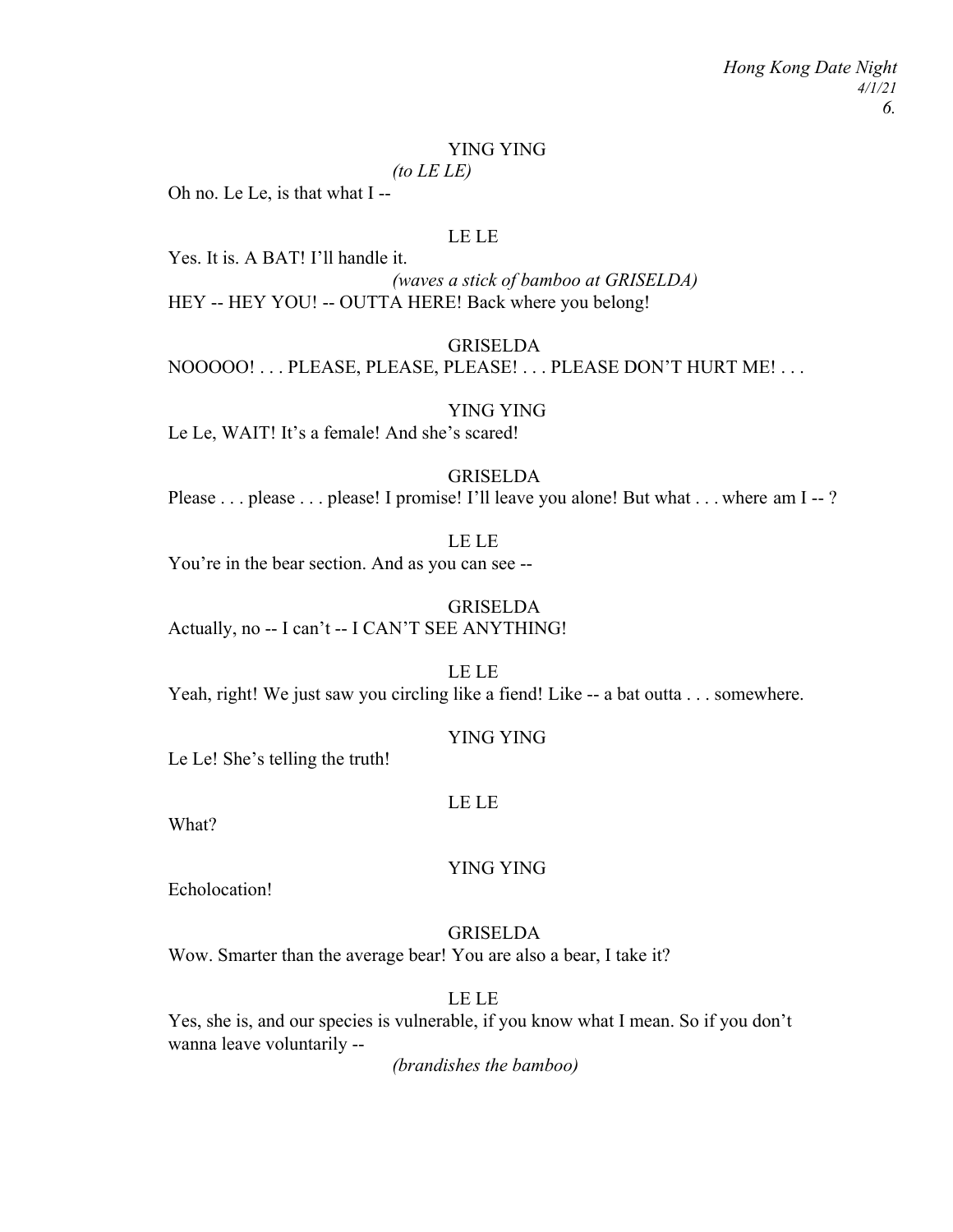YING YING

*(to LE LE)*

Oh no. Le Le, is that what I --

LE LE

Yes. It is. A BAT! I'll handle it.

*(waves a stick of bamboo at GRISELDA)*

HEY -- HEY YOU! -- OUTTA HERE! Back where you belong!

GRISELDA

NOOOOO! . . . PLEASE, PLEASE, PLEASE! . . . PLEASE DON'T HURT ME! . . .

YING YING

Le Le, WAIT! It's a female! And she's scared!

GRISELDA

Please . . . please . . . please! I promise! I'll leave you alone! But what . . . where am I -- ?

LE LE

You're in the bear section. And as you can see --

GRISELDA

Actually, no -- I can't -- I CAN'T SEE ANYTHING!

LE LE

Yeah, right! We just saw you circling like a fiend! Like -- a bat outta . . . somewhere.

YING YING

Le Le! She's telling the truth!

LE LE

What?

YING YING

Echolocation!

GRISELDA

Wow. Smarter than the average bear! You are also a bear, I take it?

LE LE

Yes, she is, and our species is vulnerable, if you know what I mean. So if you don't wanna leave voluntarily --

*(brandishes the bamboo)*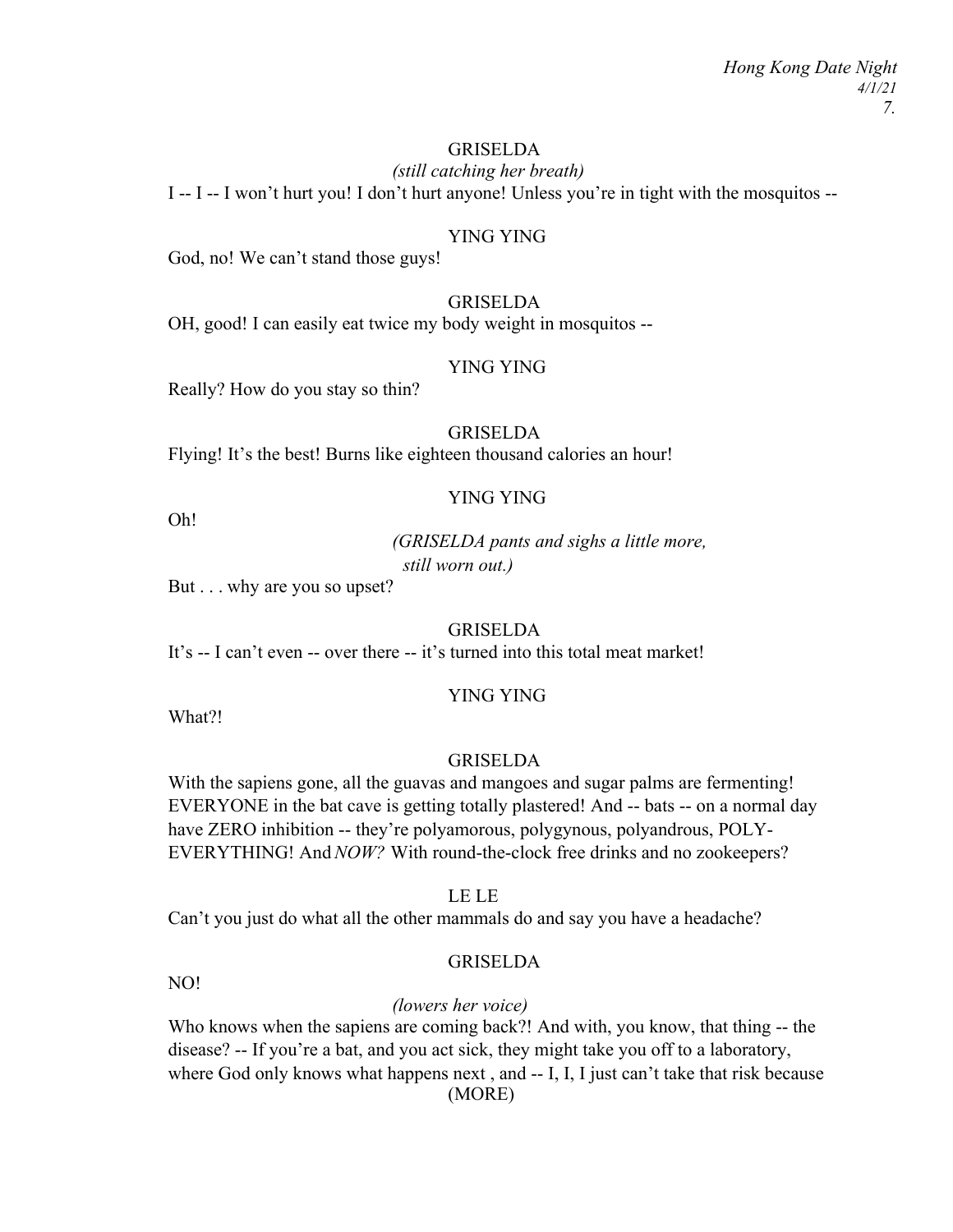GRISELDA

*(still catching her breath)*

I -- I -- I won't hurt you! I don't hurt anyone! Unless you're in tight with the mosquitos --

YING YING

God, no! We can't stand those guys!

GRISELDA

OH, good! I can easily eat twice my body weight in mosquitos --

YING YING

Really? How do you stay so thin?

GRISELDA

Flying! It's the best! Burns like eighteen thousand calories an hour!

YING YING

Oh!

*(GRISELDA pants and sighs a little more, still worn out.)*

But . . . why are you so upset?

GRISELDA

It's -- I can't even -- over there -- it's turned into this total meat market!

YING YING

What?!

GRISELDA

With the sapiens gone, all the guavas and mangoes and sugar palms are fermenting! EVERYONE in the bat cave is getting totally plastered! And -- bats -- on a normal day have ZERO inhibition -- they're polyamorous, polygynous, polyandrous, POLY-EVERYTHING! And *NOW?* With round-the-clock free drinks and no zookeepers?

LE LE

Can't you just do what all the other mammals do and say you have a headache?

GRISELDA

NO!

*(lowers her voice)*

Who knows when the sapiens are coming back?! And with, you know, that thing -- the disease? -- If you're a bat, and you act sick, they might take you off to a laboratory, where God only knows what happens next , and -- I, I, I just can't take that risk because

(MORE)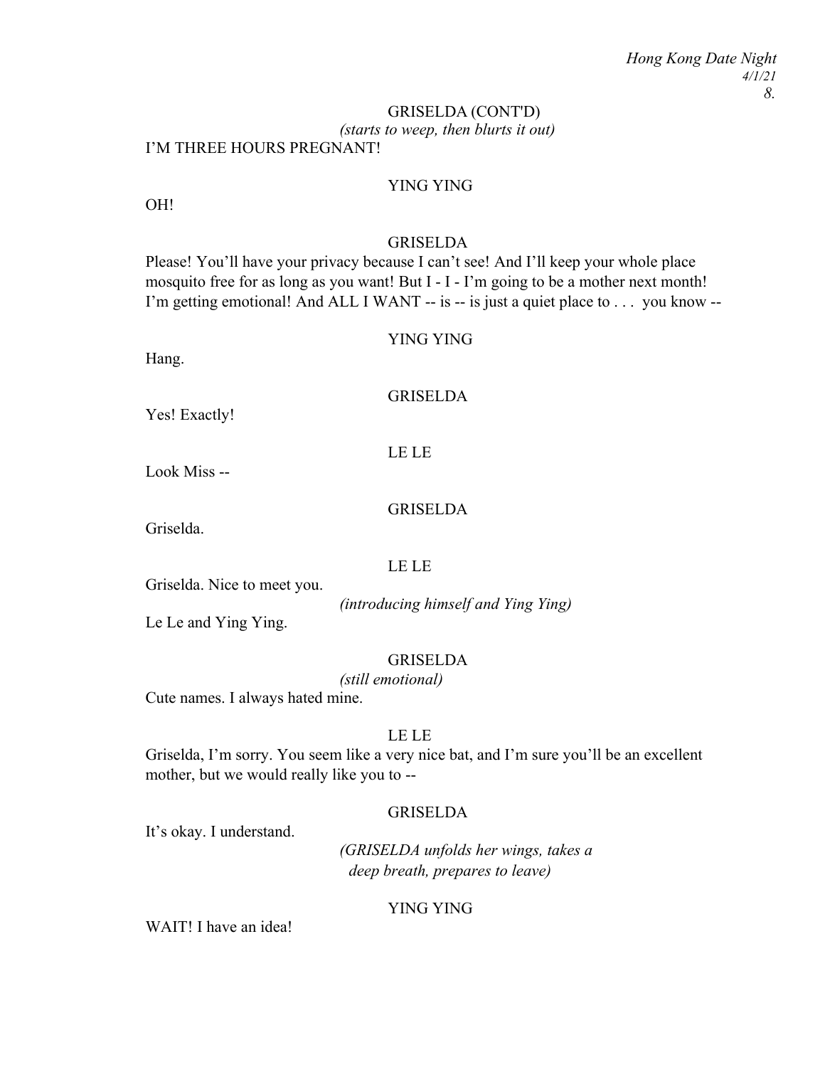GRISELDA (CONT'D)

*(starts to weep, then blurts it out)*

I'M THREE HOURS PREGNANT!

YING YING

OH!

GRISELDA

Please! You'll have your privacy because I can't see! And I'll keep your whole place mosquito free for as long as you want! But I - I - I'm going to be a mother next month! I'm getting emotional! And ALL I WANT -- is -- is just a quiet place to . . . you know --

YING YING

Hang.

GRISELDA

Yes! Exactly!

LE LE

Look Miss --

GRISELDA

Griselda.

LE LE

Griselda. Nice to meet you.

*(introducing himself and Ying Ying)*

Le Le and Ying Ying.

GRISELDA

*(still emotional)*

Cute names. I always hated mine.

LE LE

Griselda, I'm sorry. You seem like a very nice bat, and I'm sure you'll be an excellent mother, but we would really like you to --

GRISELDA

It's okay. I understand.

*(GRISELDA unfolds her wings, takes a deep breath, prepares to leave)*

YING YING

WAIT! I have an idea!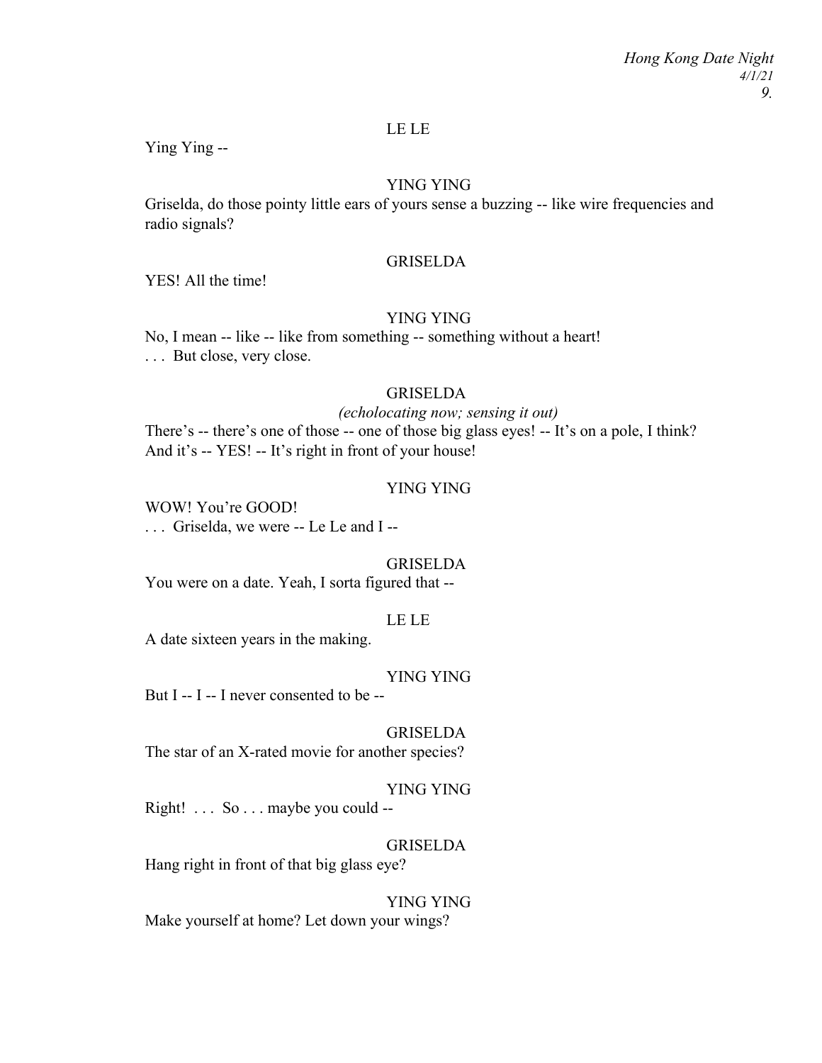LE LE

Ying Ying --

YING YING

Griselda, do those pointy little ears of yours sense a buzzing -- like wire frequencies and radio signals?

GRISELDA

YES! All the time!

YING YING

No, I mean -- like -- like from something -- something without a heart!
. . . But close, very close.

GRISELDA

*(echolocating now; sensing it out)*

There's -- there's one of those -- one of those big glass eyes! -- It's on a pole, I think? And it's -- YES! -- It's right in front of your house!

YING YING

WOW! You're GOOD!
. . . Griselda, we were -- Le Le and I --

GRISELDA

You were on a date. Yeah, I sorta figured that --

LE LE

A date sixteen years in the making.

YING YING

But I -- I -- I never consented to be --

GRISELDA

The star of an X-rated movie for another species?

YING YING

Right! . . . So . . . maybe you could --

GRISELDA

Hang right in front of that big glass eye?

YING YING

Make yourself at home? Let down your wings?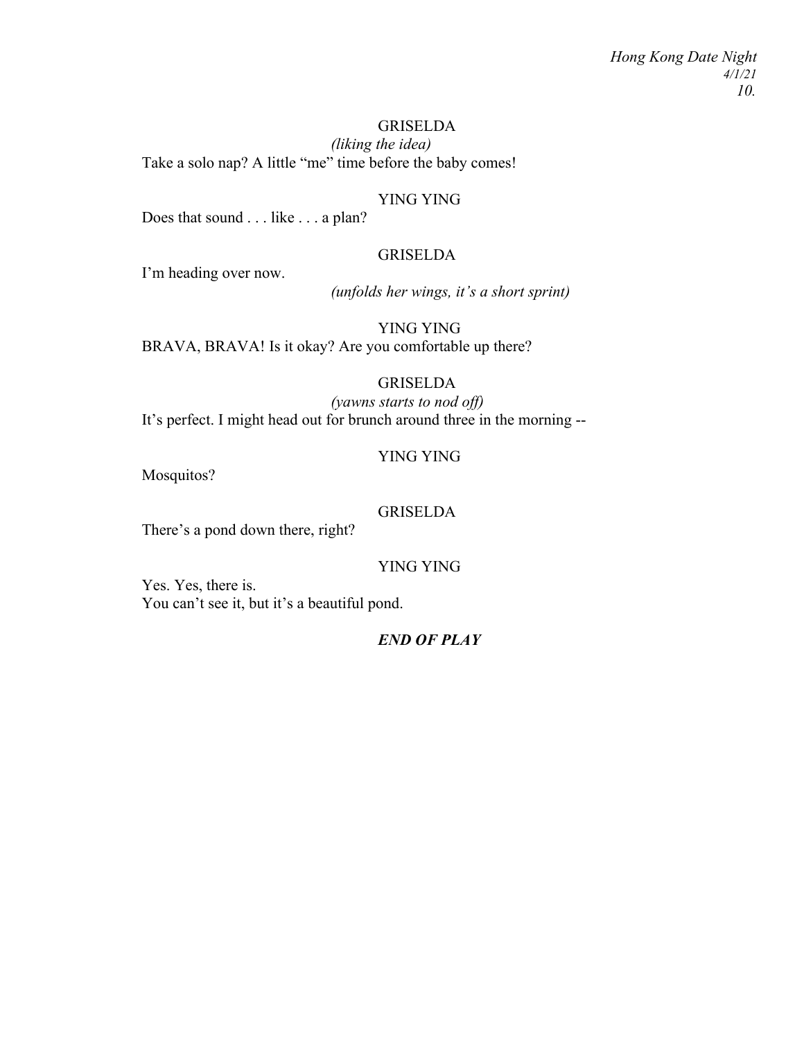GRISELDA

*(liking the idea)*

Take a solo nap? A little "me" time before the baby comes!

YING YING

Does that sound . . . like . . . a plan?

GRISELDA

I'm heading over now.

*(unfolds her wings, it's a short sprint)*

YING YING

BRAVA, BRAVA! Is it okay? Are you comfortable up there?

GRISELDA

*(yawns starts to nod off)*

It's perfect. I might head out for brunch around three in the morning --

YING YING

Mosquitos?

GRISELDA

There's a pond down there, right?

YING YING

Yes. Yes, there is.
You can't see it, but it's a beautiful pond.

***END OF PLAY***